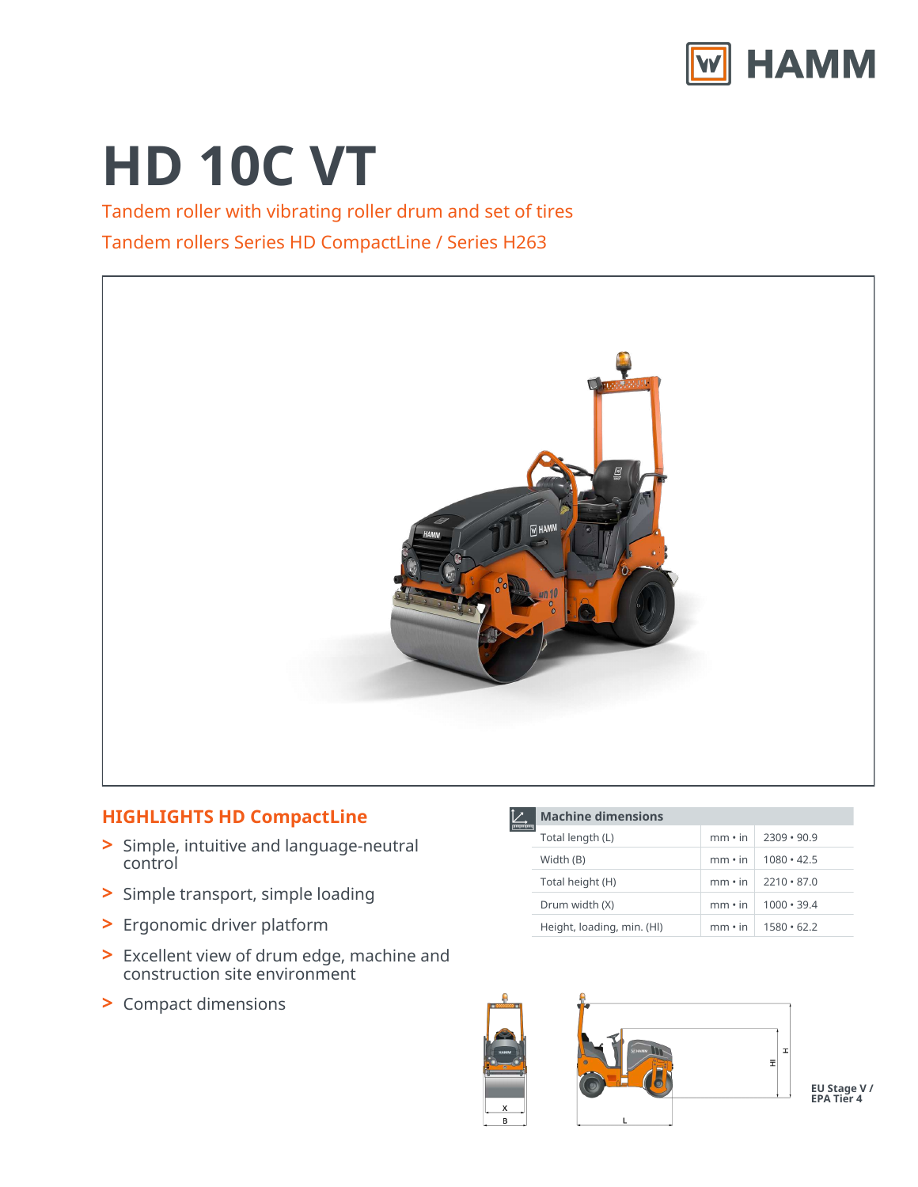# HD 10C VT

Tandem roller with vibrating roller drum and set of tires

Tandem rollers Series HD CompactLine / Series H263

## HIGHLIGHTS HD CompactLine

- Simple, intuitive and language-neutral control
- Simple transport, simple loading
- Ergonomic driver platform
- Excellent view of drum edge, machine and construction site environment
- Compact dimensions

| Machine dimensions | | |
|---|---|---|
| Total length (L) | mm • in | 2309 • 90.9 |
| Width (B) | mm • in | 1080 • 42.5 |
| Total height (H) | mm • in | 2210 • 87.0 |
| Drum width (X) | mm • in | 1000 • 39.4 |
| Height, loading, min. (Hl) | mm • in | 1580 • 62.2 |

EU Stage V / EPA Tier 4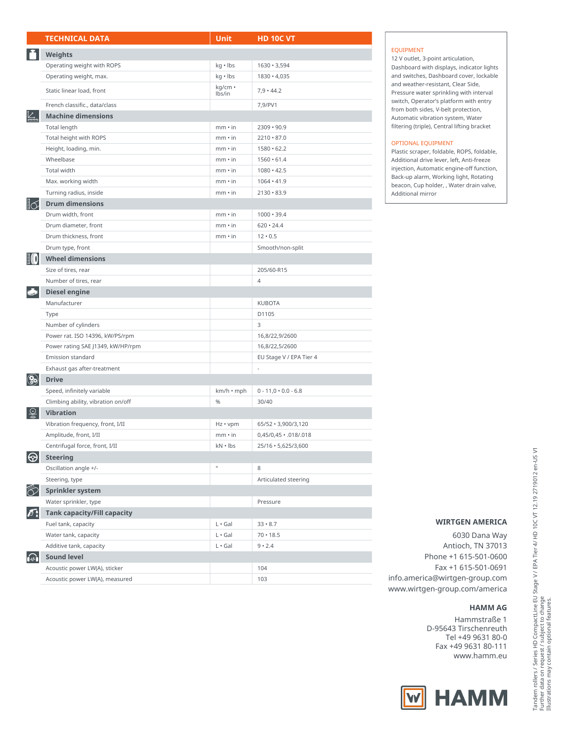| TECHNICAL DATA | Unit | HD 10C VT |
|---|---|---|
| **Weights** | | |
| Operating weight with ROPS | kg • lbs | 1630 • 3,594 |
| Operating weight, max. | kg • lbs | 1830 • 4,035 |
| Static linear load, front | kg/cm • lbs/in | 7,9 • 44.2 |
| French classific., data/class | | 7,9/PV1 |
| **Machine dimensions** | | |
| Total length | mm • in | 2309 • 90.9 |
| Total height with ROPS | mm • in | 2210 • 87.0 |
| Height, loading, min. | mm • in | 1580 • 62.2 |
| Wheelbase | mm • in | 1560 • 61.4 |
| Total width | mm • in | 1080 • 42.5 |
| Max. working width | mm • in | 1064 • 41.9 |
| Turning radius, inside | mm • in | 2130 • 83.9 |
| **Drum dimensions** | | |
| Drum width, front | mm • in | 1000 • 39.4 |
| Drum diameter, front | mm • in | 620 • 24.4 |
| Drum thickness, front | mm • in | 12 • 0.5 |
| Drum type, front | | Smooth/non-split |
| **Wheel dimensions** | | |
| Size of tires, rear | | 205/60-R15 |
| Number of tires, rear | | 4 |
| **Diesel engine** | | |
| Manufacturer | | KUBOTA |
| Type | | D1105 |
| Number of cylinders | | 3 |
| Power rat. ISO 14396, kW/PS/rpm | | 16,8/22,9/2600 |
| Power rating SAE J1349, kW/HP/rpm | | 16,8/22,5/2600 |
| Emission standard | | EU Stage V / EPA Tier 4 |
| Exhaust gas after-treatment | | - |
| **Drive** | | |
| Speed, infinitely variable | km/h • mph | 0 - 11,0 • 0.0 - 6.8 |
| Climbing ability, vibration on/off | % | 30/40 |
| **Vibration** | | |
| Vibration frequency, front, I/II | Hz • vpm | 65/52 • 3,900/3,120 |
| Amplitude, front, I/II | mm • in | 0,45/0,45 • .018/.018 |
| Centrifugal force, front, I/II | kN • lbs | 25/16 • 5,625/3,600 |
| **Steering** | | |
| Oscillation angle +/- | ° | 8 |
| Steering, type | | Articulated steering |
| **Sprinkler system** | | |
| Water sprinkler, type | | Pressure |
| **Tank capacity/Fill capacity** | | |
| Fuel tank, capacity | L • Gal | 33 • 8.7 |
| Water tank, capacity | L • Gal | 70 • 18.5 |
| Additive tank, capacity | L • Gal | 9 • 2.4 |
| **Sound level** | | |
| Acoustic power LW(A), sticker | | 104 |
| Acoustic power LW(A), measured | | 103 |

EQUIPMENT

12 V outlet, 3-point articulation, Dashboard with displays, indicator lights and switches, Dashboard cover, lockable and weather-resistant, Clear Side, Pressure water sprinkling with interval switch, Operator's platform with entry from both sides, V-belt protection, Automatic vibration system, Water filtering (triple), Central lifting bracket

OPTIONAL EQUIPMENT

Plastic scraper, foldable, ROPS, foldable, Additional drive lever, left, Anti-freeze injection, Automatic engine-off function, Back-up alarm, Working light, Rotating beacon, Cup holder, , Water drain valve, Additional mirror

**WIRTGEN AMERICA**

6030 Dana Way
Antioch, TN 37013
Phone +1 615-501-0600
Fax +1 615-501-0691
info.america@wirtgen-group.com
www.wirtgen-group.com/america

**HAMM AG**

Hammstraße 1
D-95643 Tirschenreuth
Tel +49 9631 80-0
Fax +49 9631 80-111
www.hamm.eu

HAMM

Tandem rollers / Series HD CompactLine EU Stage V/ EPA Tier 4/ HD 10C VT 12.19 2719012 en-US V1
Further data on request / subject to change
Illustrations may contain optional features.